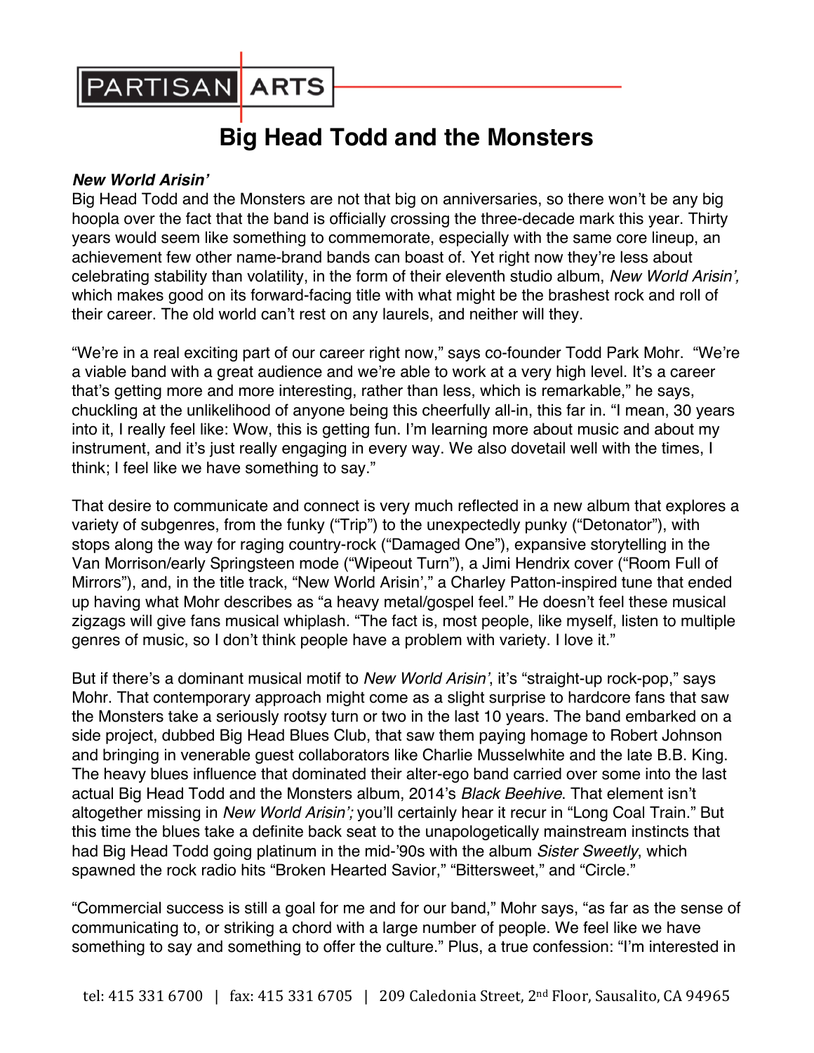PARTISAN ARTS

# Big Head Todd and the Monsters

***New World Arisin'***

Big Head Todd and the Monsters are not that big on anniversaries, so there won't be any big hoopla over the fact that the band is officially crossing the three-decade mark this year. Thirty years would seem like something to commemorate, especially with the same core lineup, an achievement few other name-brand bands can boast of. Yet right now they're less about celebrating stability than volatility, in the form of their eleventh studio album, *New World Arisin',* which makes good on its forward-facing title with what might be the brashest rock and roll of their career. The old world can't rest on any laurels, and neither will they.

"We're in a real exciting part of our career right now," says co-founder Todd Park Mohr. "We're a viable band with a great audience and we're able to work at a very high level. It's a career that's getting more and more interesting, rather than less, which is remarkable," he says, chuckling at the unlikelihood of anyone being this cheerfully all-in, this far in. "I mean, 30 years into it, I really feel like: Wow, this is getting fun. I'm learning more about music and about my instrument, and it's just really engaging in every way. We also dovetail well with the times, I think; I feel like we have something to say."

That desire to communicate and connect is very much reflected in a new album that explores a variety of subgenres, from the funky ("Trip") to the unexpectedly punky ("Detonator"), with stops along the way for raging country-rock ("Damaged One"), expansive storytelling in the Van Morrison/early Springsteen mode ("Wipeout Turn"), a Jimi Hendrix cover ("Room Full of Mirrors"), and, in the title track, "New World Arisin'," a Charley Patton-inspired tune that ended up having what Mohr describes as "a heavy metal/gospel feel." He doesn't feel these musical zigzags will give fans musical whiplash. "The fact is, most people, like myself, listen to multiple genres of music, so I don't think people have a problem with variety. I love it."

But if there's a dominant musical motif to *New World Arisin'*, it's "straight-up rock-pop," says Mohr. That contemporary approach might come as a slight surprise to hardcore fans that saw the Monsters take a seriously rootsy turn or two in the last 10 years. The band embarked on a side project, dubbed Big Head Blues Club, that saw them paying homage to Robert Johnson and bringing in venerable guest collaborators like Charlie Musselwhite and the late B.B. King. The heavy blues influence that dominated their alter-ego band carried over some into the last actual Big Head Todd and the Monsters album, 2014's *Black Beehive*. That element isn't altogether missing in *New World Arisin';* you'll certainly hear it recur in "Long Coal Train." But this time the blues take a definite back seat to the unapologetically mainstream instincts that had Big Head Todd going platinum in the mid-'90s with the album *Sister Sweetly*, which spawned the rock radio hits "Broken Hearted Savior," "Bittersweet," and "Circle."

"Commercial success is still a goal for me and for our band," Mohr says, "as far as the sense of communicating to, or striking a chord with a large number of people. We feel like we have something to say and something to offer the culture." Plus, a true confession: "I'm interested in

tel: 415 331 6700 | fax: 415 331 6705 | 209 Caledonia Street, 2nd Floor, Sausalito, CA 94965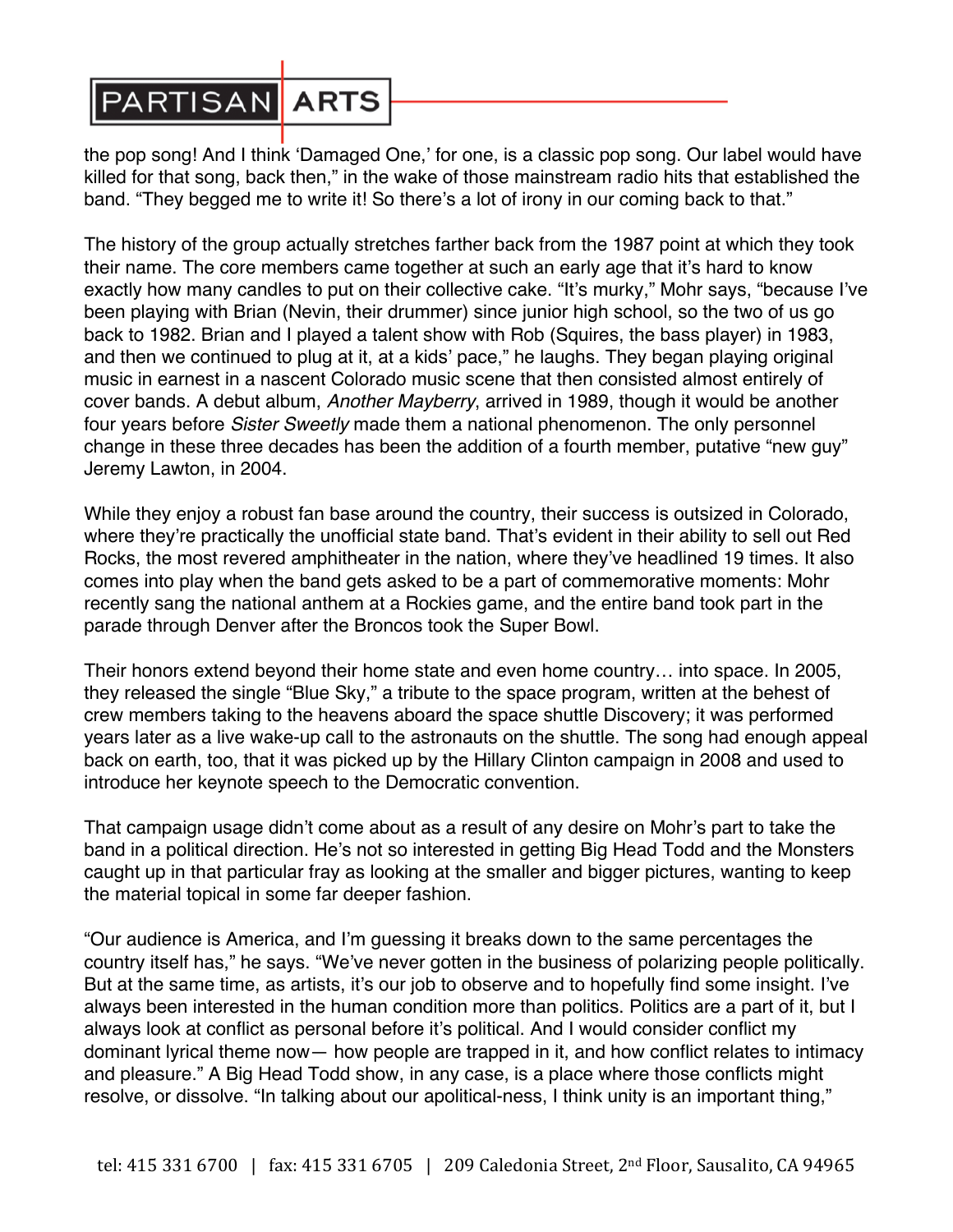the pop song! And I think 'Damaged One,' for one, is a classic pop song. Our label would have killed for that song, back then," in the wake of those mainstream radio hits that established the band. "They begged me to write it! So there's a lot of irony in our coming back to that."

The history of the group actually stretches farther back from the 1987 point at which they took their name. The core members came together at such an early age that it's hard to know exactly how many candles to put on their collective cake. "It's murky," Mohr says, "because I've been playing with Brian (Nevin, their drummer) since junior high school, so the two of us go back to 1982. Brian and I played a talent show with Rob (Squires, the bass player) in 1983, and then we continued to plug at it, at a kids' pace," he laughs. They began playing original music in earnest in a nascent Colorado music scene that then consisted almost entirely of cover bands. A debut album, *Another Mayberry*, arrived in 1989, though it would be another four years before *Sister Sweetly* made them a national phenomenon. The only personnel change in these three decades has been the addition of a fourth member, putative "new guy" Jeremy Lawton, in 2004.

While they enjoy a robust fan base around the country, their success is outsized in Colorado, where they're practically the unofficial state band. That's evident in their ability to sell out Red Rocks, the most revered amphitheater in the nation, where they've headlined 19 times. It also comes into play when the band gets asked to be a part of commemorative moments: Mohr recently sang the national anthem at a Rockies game, and the entire band took part in the parade through Denver after the Broncos took the Super Bowl.

Their honors extend beyond their home state and even home country… into space. In 2005, they released the single "Blue Sky," a tribute to the space program, written at the behest of crew members taking to the heavens aboard the space shuttle Discovery; it was performed years later as a live wake-up call to the astronauts on the shuttle. The song had enough appeal back on earth, too, that it was picked up by the Hillary Clinton campaign in 2008 and used to introduce her keynote speech to the Democratic convention.

That campaign usage didn't come about as a result of any desire on Mohr's part to take the band in a political direction. He's not so interested in getting Big Head Todd and the Monsters caught up in that particular fray as looking at the smaller and bigger pictures, wanting to keep the material topical in some far deeper fashion.

"Our audience is America, and I'm guessing it breaks down to the same percentages the country itself has," he says. "We've never gotten in the business of polarizing people politically. But at the same time, as artists, it's our job to observe and to hopefully find some insight. I've always been interested in the human condition more than politics. Politics are a part of it, but I always look at conflict as personal before it's political. And I would consider conflict my dominant lyrical theme now— how people are trapped in it, and how conflict relates to intimacy and pleasure." A Big Head Todd show, in any case, is a place where those conflicts might resolve, or dissolve. "In talking about our apolitical-ness, I think unity is an important thing,"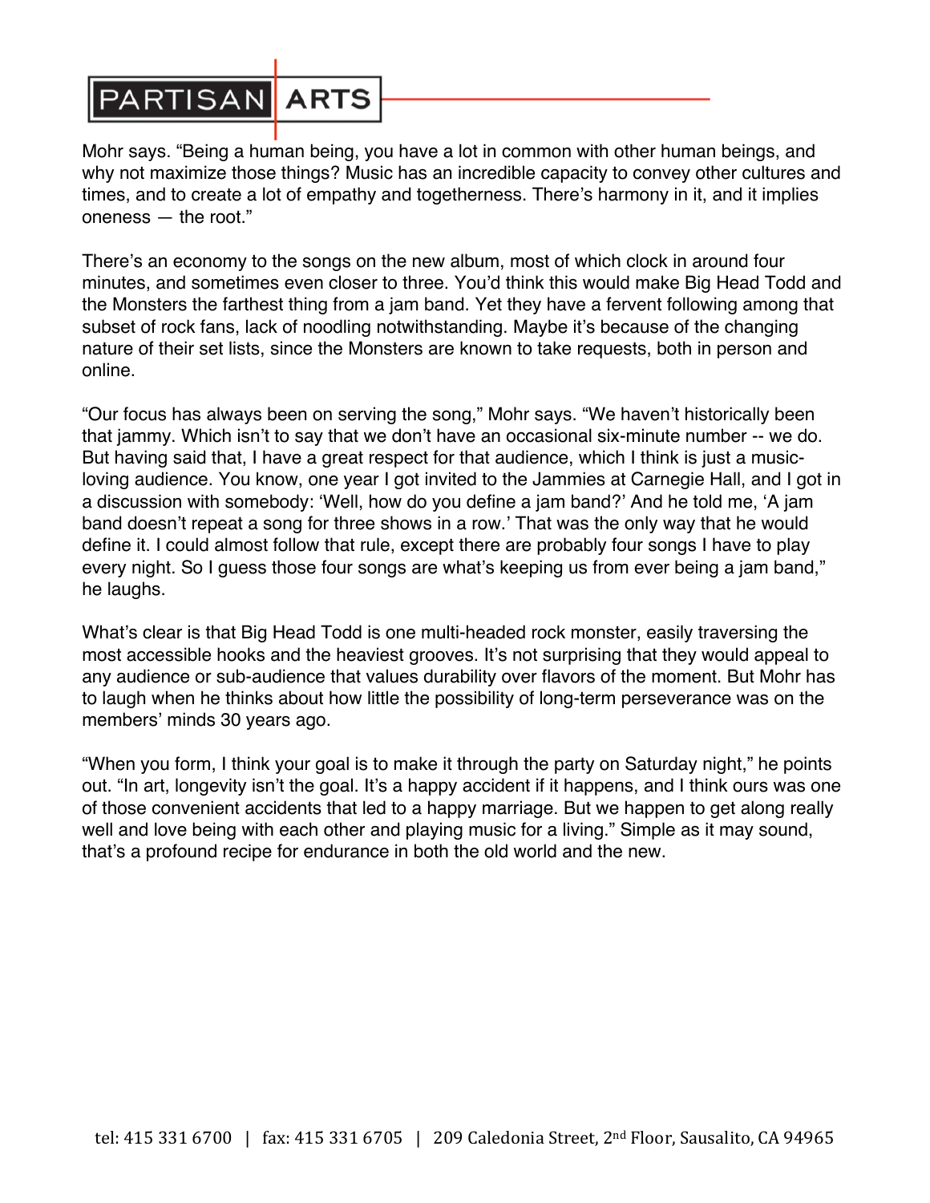Mohr says. "Being a human being, you have a lot in common with other human beings, and why not maximize those things? Music has an incredible capacity to convey other cultures and times, and to create a lot of empathy and togetherness. There's harmony in it, and it implies oneness — the root."

There's an economy to the songs on the new album, most of which clock in around four minutes, and sometimes even closer to three. You'd think this would make Big Head Todd and the Monsters the farthest thing from a jam band. Yet they have a fervent following among that subset of rock fans, lack of noodling notwithstanding. Maybe it's because of the changing nature of their set lists, since the Monsters are known to take requests, both in person and online.

"Our focus has always been on serving the song," Mohr says. "We haven't historically been that jammy. Which isn't to say that we don't have an occasional six-minute number -- we do. But having said that, I have a great respect for that audience, which I think is just a music-loving audience. You know, one year I got invited to the Jammies at Carnegie Hall, and I got in a discussion with somebody: 'Well, how do you define a jam band?' And he told me, 'A jam band doesn't repeat a song for three shows in a row.' That was the only way that he would define it. I could almost follow that rule, except there are probably four songs I have to play every night. So I guess those four songs are what's keeping us from ever being a jam band," he laughs.

What's clear is that Big Head Todd is one multi-headed rock monster, easily traversing the most accessible hooks and the heaviest grooves. It's not surprising that they would appeal to any audience or sub-audience that values durability over flavors of the moment. But Mohr has to laugh when he thinks about how little the possibility of long-term perseverance was on the members' minds 30 years ago.

"When you form, I think your goal is to make it through the party on Saturday night," he points out. "In art, longevity isn't the goal. It's a happy accident if it happens, and I think ours was one of those convenient accidents that led to a happy marriage. But we happen to get along really well and love being with each other and playing music for a living." Simple as it may sound, that's a profound recipe for endurance in both the old world and the new.